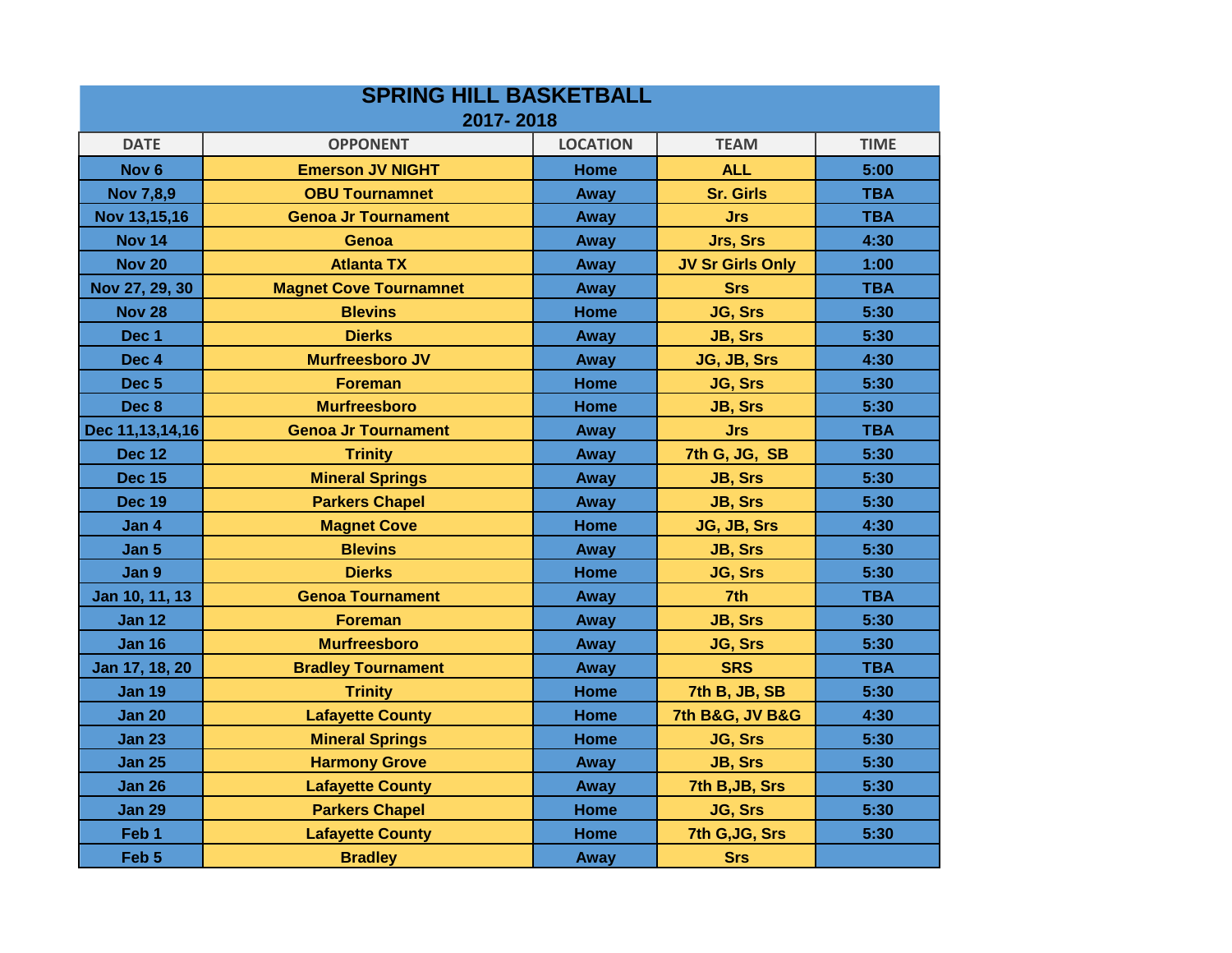# SPRING HILL BASKETBALL

## 2017- 2018

| DATE | OPPONENT | LOCATION | TEAM | TIME |
|---|---|---|---|---|
| Nov 6 | Emerson JV NIGHT | Home | ALL | 5:00 |
| Nov 7,8,9 | OBU Tournamnet | Away | Sr. Girls | TBA |
| Nov 13,15,16 | Genoa Jr Tournament | Away | Jrs | TBA |
| Nov 14 | Genoa | Away | Jrs, Srs | 4:30 |
| Nov 20 | Atlanta TX | Away | JV Sr Girls Only | 1:00 |
| Nov 27, 29, 30 | Magnet Cove Tournamnet | Away | Srs | TBA |
| Nov 28 | Blevins | Home | JG, Srs | 5:30 |
| Dec 1 | Dierks | Away | JB, Srs | 5:30 |
| Dec 4 | Murfreesboro JV | Away | JG, JB, Srs | 4:30 |
| Dec 5 | Foreman | Home | JG, Srs | 5:30 |
| Dec 8 | Murfreesboro | Home | JB, Srs | 5:30 |
| Dec 11,13,14,16 | Genoa Jr Tournament | Away | Jrs | TBA |
| Dec 12 | Trinity | Away | 7th G, JG, SB | 5:30 |
| Dec 15 | Mineral Springs | Away | JB, Srs | 5:30 |
| Dec 19 | Parkers Chapel | Away | JB, Srs | 5:30 |
| Jan 4 | Magnet Cove | Home | JG, JB, Srs | 4:30 |
| Jan 5 | Blevins | Away | JB, Srs | 5:30 |
| Jan 9 | Dierks | Home | JG, Srs | 5:30 |
| Jan 10, 11, 13 | Genoa Tournament | Away | 7th | TBA |
| Jan 12 | Foreman | Away | JB, Srs | 5:30 |
| Jan 16 | Murfreesboro | Away | JG, Srs | 5:30 |
| Jan 17, 18, 20 | Bradley Tournament | Away | SRS | TBA |
| Jan 19 | Trinity | Home | 7th B, JB, SB | 5:30 |
| Jan 20 | Lafayette County | Home | 7th B&G, JV B&G | 4:30 |
| Jan 23 | Mineral Springs | Home | JG, Srs | 5:30 |
| Jan 25 | Harmony Grove | Away | JB, Srs | 5:30 |
| Jan 26 | Lafayette County | Away | 7th B,JB, Srs | 5:30 |
| Jan 29 | Parkers Chapel | Home | JG, Srs | 5:30 |
| Feb 1 | Lafayette County | Home | 7th G,JG, Srs | 5:30 |
| Feb 5 | Bradley | Away | Srs | |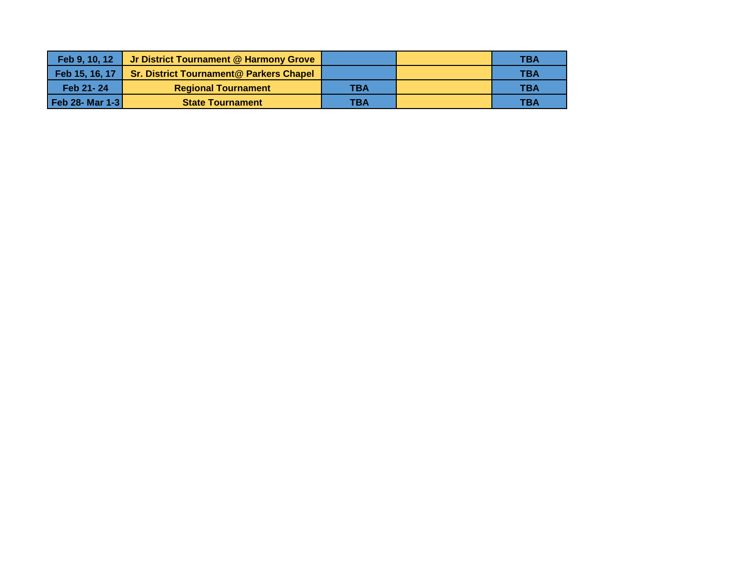| | | | | |
|---|---|---|---|---|
| Feb 9, 10, 12 | Jr District Tournament @ Harmony Grove | | | TBA |
| Feb 15, 16, 17 | Sr. District Tournament@ Parkers Chapel | | | TBA |
| Feb 21- 24 | Regional Tournament | TBA | | TBA |
| Feb 28- Mar 1-3 | State Tournament | TBA | | TBA |